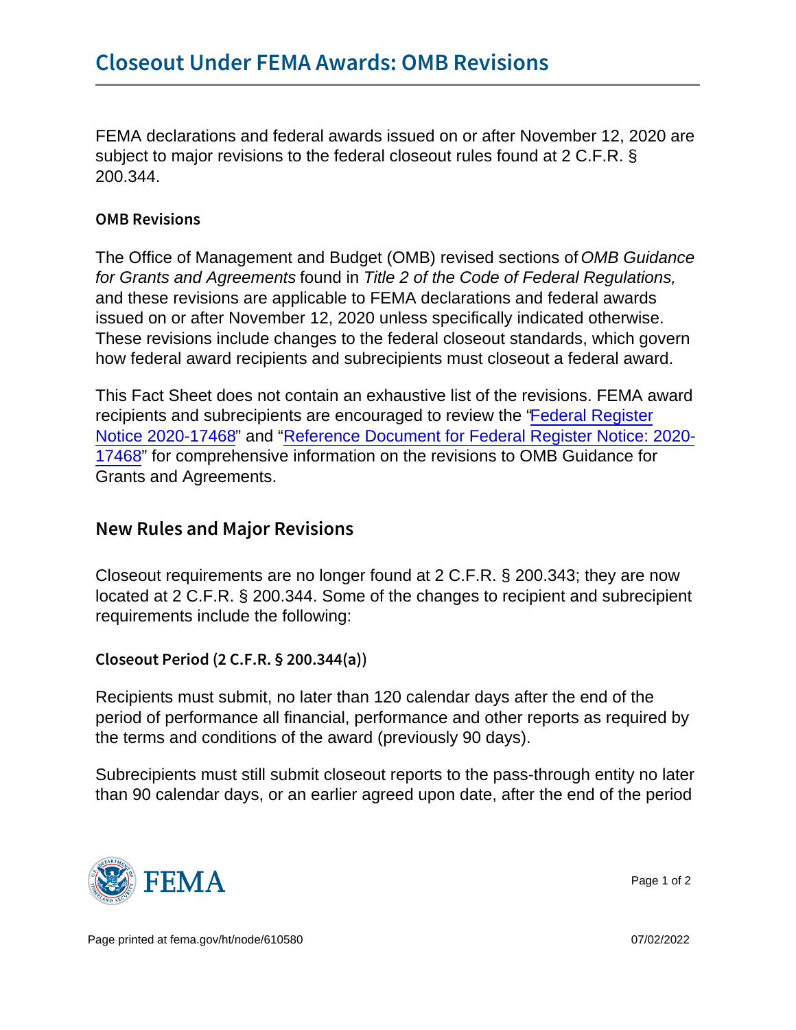# Closeout Under FEMA Awards: OMB Revisions

FEMA declarations and federal awards issued on or after November 12, 2020 are subject to major revisions to the federal closeout rules found at 2 C.F.R. § 200.344.

### OMB Revisions

The Office of Management and Budget (OMB) revised sections of *OMB Guidance for Grants and Agreements* found in *Title 2 of the Code of Federal Regulations,* and these revisions are applicable to FEMA declarations and federal awards issued on or after November 12, 2020 unless specifically indicated otherwise. These revisions include changes to the federal closeout standards, which govern how federal award recipients and subrecipients must closeout a federal award.

This Fact Sheet does not contain an exhaustive list of the revisions. FEMA award recipients and subrecipients are encouraged to review the "Federal Register Notice 2020-17468" and "Reference Document for Federal Register Notice: 2020-17468" for comprehensive information on the revisions to OMB Guidance for Grants and Agreements.

## New Rules and Major Revisions

Closeout requirements are no longer found at 2 C.F.R. § 200.343; they are now located at 2 C.F.R. § 200.344. Some of the changes to recipient and subrecipient requirements include the following:

### Closeout Period (2 C.F.R. § 200.344(a))

Recipients must submit, no later than 120 calendar days after the end of the period of performance all financial, performance and other reports as required by the terms and conditions of the award (previously 90 days).

Subrecipients must still submit closeout reports to the pass-through entity no later than 90 calendar days, or an earlier agreed upon date, after the end of the period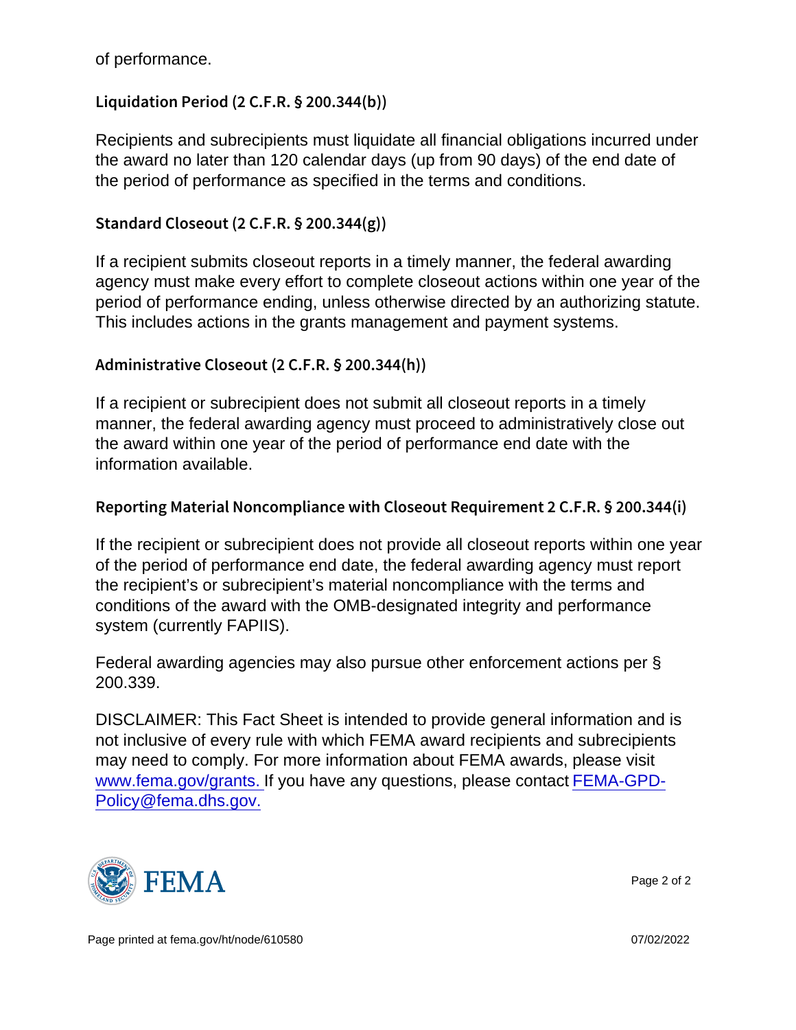of performance.

### Liquidation Period (2 C.F.R. § 200.344(b))

Recipients and subrecipients must liquidate all financial obligations incurred under the award no later than 120 calendar days (up from 90 days) of the end date of the period of performance as specified in the terms and conditions.

### Standard Closeout (2 C.F.R. § 200.344(g))

If a recipient submits closeout reports in a timely manner, the federal awarding agency must make every effort to complete closeout actions within one year of the period of performance ending, unless otherwise directed by an authorizing statute. This includes actions in the grants management and payment systems.

### Administrative Closeout (2 C.F.R. § 200.344(h))

If a recipient or subrecipient does not submit all closeout reports in a timely manner, the federal awarding agency must proceed to administratively close out the award within one year of the period of performance end date with the information available.

### Reporting Material Noncompliance with Closeout Requirement 2 C.F.R. § 200.344(i)

If the recipient or subrecipient does not provide all closeout reports within one year of the period of performance end date, the federal awarding agency must report the recipient's or subrecipient's material noncompliance with the terms and conditions of the award with the OMB-designated integrity and performance system (currently FAPIIS).

Federal awarding agencies may also pursue other enforcement actions per § 200.339.

DISCLAIMER: This Fact Sheet is intended to provide general information and is not inclusive of every rule with which FEMA award recipients and subrecipients may need to comply. For more information about FEMA awards, please visit [www.fema.gov/grants.](http://www.fema.gov/grants) If you have any questions, please contact [FEMA-GPD-Policy@fema.dhs.gov.](mailto:FEMA-GPD-Policy@fema.dhs.gov)